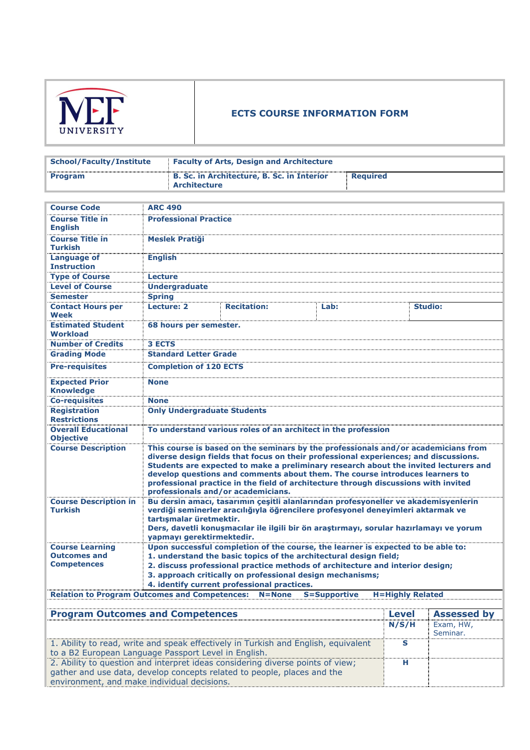MEF UNIVERSITY

## ECTS COURSE INFORMATION FORM

| School/Faculty/Institute | Faculty of Arts, Design and Architecture | |
|---|---|---|
| Program | B. Sc. in Architecture, B. Sc. in Interior Architecture | Required |

| Course Code | ARC 490 | | | |
|---|---|---|---|---|
| Course Title in English | Professional Practice | | | |
| Course Title in Turkish | Meslek Pratiği | | | |
| Language of Instruction | English | | | |
| Type of Course | Lecture | | | |
| Level of Course | Undergraduate | | | |
| Semester | Spring | | | |
| Contact Hours per Week | Lecture: 2 | Recitation: | Lab: | Studio: |
| Estimated Student Workload | 68 hours per semester. | | | |
| Number of Credits | 3 ECTS | | | |
| Grading Mode | Standard Letter Grade | | | |
| Pre-requisites | Completion of 120 ECTS | | | |
| Expected Prior Knowledge | None | | | |
| Co-requisites | None | | | |
| Registration Restrictions | Only Undergraduate Students | | | |
| Overall Educational Objective | To understand various roles of an architect in the profession | | | |
| Course Description | This course is based on the seminars by the professionals and/or academicians from diverse design fields that focus on their professional experiences; and discussions. Students are expected to make a preliminary research about the invited lecturers and develop questions and comments about them. The course introduces learners to professional practice in the field of architecture through discussions with invited professionals and/or academicians. | | | |
| Course Description in Turkish | Bu dersin amacı, tasarımın çeşitli alanlarından profesyoneller ve akademisyenlerin verdiği seminerler aracılığıyla öğrencilere profesyonel deneyimleri aktarmak ve tartışmalar üretmektir. Ders, davetli konuşmacılar ile ilgili bir ön araştırmayı, sorular hazırlamayı ve yorum yapmayı gerektirmektedir. | | | |
| Course Learning Outcomes and Competences | Upon successful completion of the course, the learner is expected to be able to:<br>1. understand the basic topics of the architectural design field;<br>2. discuss professional practice methods of architecture and interior design;<br>3. approach critically on professional design mechanisms;<br>4. identify current professional practices. | | | |

**Relation to Program Outcomes and Competences: N=None S=Supportive H=Highly Related**

| Program Outcomes and Competences | Level<br>N/S/H | Assessed by<br>Exam, HW, Seminar. |
|---|---|---|
| 1. Ability to read, write and speak effectively in Turkish and English, equivalent to a B2 European Language Passport Level in English. | S | |
| 2. Ability to question and interpret ideas considering diverse points of view; gather and use data, develop concepts related to people, places and the environment, and make individual decisions. | H | |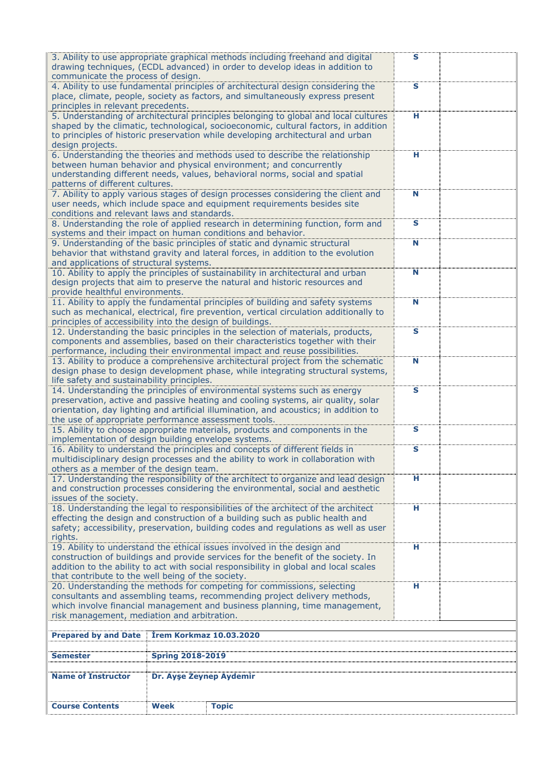| | | |
|---|---|---|
| 3. Ability to use appropriate graphical methods including freehand and digital drawing techniques, (ECDL advanced) in order to develop ideas in addition to communicate the process of design. | **S** | |
| 4. Ability to use fundamental principles of architectural design considering the place, climate, people, society as factors, and simultaneously express present principles in relevant precedents. | **S** | |
| 5. Understanding of architectural principles belonging to global and local cultures shaped by the climatic, technological, socioeconomic, cultural factors, in addition to principles of historic preservation while developing architectural and urban design projects. | **H** | |
| 6. Understanding the theories and methods used to describe the relationship between human behavior and physical environment; and concurrently understanding different needs, values, behavioral norms, social and spatial patterns of different cultures. | **H** | |
| 7. Ability to apply various stages of design processes considering the client and user needs, which include space and equipment requirements besides site conditions and relevant laws and standards. | **N** | |
| 8. Understanding the role of applied research in determining function, form and systems and their impact on human conditions and behavior. | **S** | |
| 9. Understanding of the basic principles of static and dynamic structural behavior that withstand gravity and lateral forces, in addition to the evolution and applications of structural systems. | **N** | |
| 10. Ability to apply the principles of sustainability in architectural and urban design projects that aim to preserve the natural and historic resources and provide healthful environments. | **N** | |
| 11. Ability to apply the fundamental principles of building and safety systems such as mechanical, electrical, fire prevention, vertical circulation additionally to principles of accessibility into the design of buildings. | **N** | |
| 12. Understanding the basic principles in the selection of materials, products, components and assemblies, based on their characteristics together with their performance, including their environmental impact and reuse possibilities. | **S** | |
| 13. Ability to produce a comprehensive architectural project from the schematic design phase to design development phase, while integrating structural systems, life safety and sustainability principles. | **N** | |
| 14. Understanding the principles of environmental systems such as energy preservation, active and passive heating and cooling systems, air quality, solar orientation, day lighting and artificial illumination, and acoustics; in addition to the use of appropriate performance assessment tools. | **S** | |
| 15. Ability to choose appropriate materials, products and components in the implementation of design building envelope systems. | **S** | |
| 16. Ability to understand the principles and concepts of different fields in multidisciplinary design processes and the ability to work in collaboration with others as a member of the design team. | **S** | |
| 17. Understanding the responsibility of the architect to organize and lead design and construction processes considering the environmental, social and aesthetic issues of the society. | **H** | |
| 18. Understanding the legal to responsibilities of the architect of the architect effecting the design and construction of a building such as public health and safety; accessibility, preservation, building codes and regulations as well as user rights. | **H** | |
| 19. Ability to understand the ethical issues involved in the design and construction of buildings and provide services for the benefit of the society. In addition to the ability to act with social responsibility in global and local scales that contribute to the well being of the society. | **H** | |
| 20. Understanding the methods for competing for commissions, selecting consultants and assembling teams, recommending project delivery methods, which involve financial management and business planning, time management, risk management, mediation and arbitration. | **H** | |

| | | |
|---|---|---|
| **Prepared by and Date** | **İrem Korkmaz 10.03.2020** | |
| **Semester** | **Spring 2018-2019** | |
| **Name of Instructor** | **Dr. Ayşe Zeynep Aydemir** | |
| **Course Contents** | **Week** | **Topic** |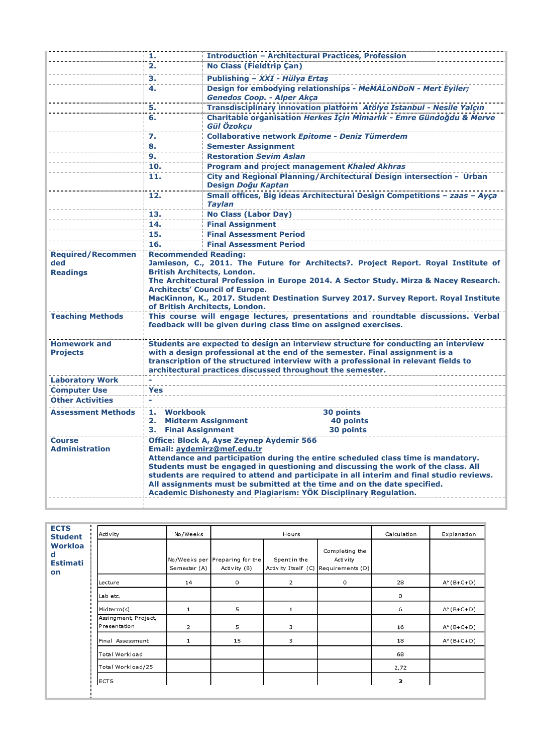| | | |
|---|---|---|
| | 1. | **Introduction – Architectural Practices, Profession** |
| | 2. | **No Class (Fieldtrip Çan)** |
| | 3. | **Publishing – *XXI - Hülya Ertaş*** |
| | 4. | **Design for embodying relationships - *MeMALoNDoN - Mert Eyiler; Genedos Coop. - Alper Akça*** |
| | 5. | **Transdisciplinary innovation platform *Atölye Istanbul - Nesile Yalçın*** |
| | 6. | **Charitable organisation *Herkes İçin Mimarlık - Emre Gündoğdu & Merve Gül Özokçu*** |
| | 7. | **Collaborative network *Epitome - Deniz Tümerdem*** |
| | 8. | **Semester Assignment** |
| | 9. | **Restoration *Sevim Aslan*** |
| | 10. | **Program and project management *Khaled Akhras*** |
| | 11. | **City and Regional Planning/Architectural Design intersection - Urban Design *Doğu Kaptan*** |
| | 12. | **Small offices, Big ideas Architectural Design Competitions – *zaas – Ayça Taylan*** |
| | 13. | **No Class (Labor Day)** |
| | 14. | **Final Assignment** |
| | 15. | **Final Assessment Period** |
| | 16. | **Final Assessment Period** |
| **Required/Recommended Readings** | **Recommended Reading:** Jamieson, C., 2011. The Future for Architects?. Project Report. Royal Institute of British Architects, London. The Architectural Profession in Europe 2014. A Sector Study. Mirza & Nacey Research. Architects' Council of Europe. MacKinnon, K., 2017. Student Destination Survey 2017. Survey Report. Royal Institute of British Architects, London. | |
| **Teaching Methods** | This course will engage lectures, presentations and roundtable discussions. Verbal feedback will be given during class time on assigned exercises. | |
| **Homework and Projects** | Students are expected to design an interview structure for conducting an interview with a design professional at the end of the semester. Final assignment is a transcription of the structured interview with a professional in relevant fields to architectural practices discussed throughout the semester. | |
| **Laboratory Work** | - | |
| **Computer Use** | Yes | |
| **Other Activities** | - | |
| **Assessment Methods** | 1. Workbook 30 points<br>2. Midterm Assignment 40 points<br>3. Final Assignment 30 points | |
| **Course Administration** | Office: Block A, Ayse Zeynep Aydemir 566<br>Email: aydemirz@mef.edu.tr<br>Attendance and participation during the entire scheduled class time is mandatory. Students must be engaged in questioning and discussing the work of the class. All students are required to attend and participate in all interim and final studio reviews. All assignments must be submitted at the time and on the date specified.<br>Academic Dishonesty and Plagiarism: YÖK Disciplinary Regulation. | |

**ECTS Student Workload Estimation**

| Activity | No/Weeks | Hours | | | Calculation | Explanation |
|---|---|---|---|---|---|---|
| | No/Weeks per Semester (A) | Preparing for the Activity (B) | Spent in the Activity Itself (C) | Completing the Activity Requirements (D) | | |
| Lecture | 14 | 0 | 2 | 0 | 28 | A*(B+C+D) |
| Lab etc. | | | | | 0 | |
| Midterm(s) | 1 | 5 | 1 | | 6 | A*(B+C+D) |
| Assingment, Project, Presentation | 2 | 5 | 3 | | 16 | A*(B+C+D) |
| Final Assessment | 1 | 15 | 3 | | 18 | A*(B+C+D) |
| Total Workload | | | | | 68 | |
| Total Workload/25 | | | | | 2,72 | |
| ECTS | | | | | **3** | |